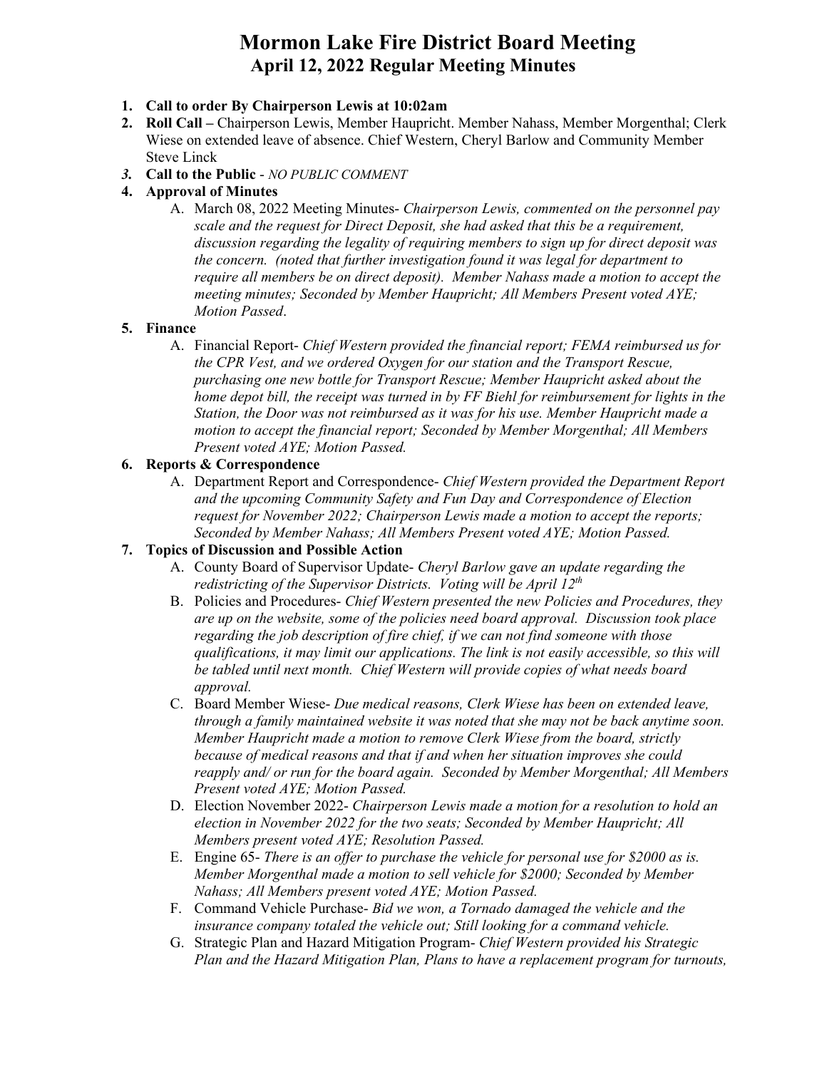# Mormon Lake Fire District Board Meeting

## April 12, 2022 Regular Meeting Minutes

1. **Call to order By Chairperson Lewis at 10:02am**
2. **Roll Call –** Chairperson Lewis, Member Haupricht. Member Nahass, Member Morgenthal; Clerk Wiese on extended leave of absence. Chief Western, Cheryl Barlow and Community Member Steve Linck
3. **Call to the Public** - *NO PUBLIC COMMENT*
4. **Approval of Minutes**
   A. March 08, 2022 Meeting Minutes- *Chairperson Lewis, commented on the personnel pay scale and the request for Direct Deposit, she had asked that this be a requirement, discussion regarding the legality of requiring members to sign up for direct deposit was the concern. (noted that further investigation found it was legal for department to require all members be on direct deposit). Member Nahass made a motion to accept the meeting minutes; Seconded by Member Haupricht; All Members Present voted AYE; Motion Passed*.
5. **Finance**
   A. Financial Report- *Chief Western provided the financial report; FEMA reimbursed us for the CPR Vest, and we ordered Oxygen for our station and the Transport Rescue, purchasing one new bottle for Transport Rescue; Member Haupricht asked about the home depot bill, the receipt was turned in by FF Biehl for reimbursement for lights in the Station, the Door was not reimbursed as it was for his use. Member Haupricht made a motion to accept the financial report; Seconded by Member Morgenthal; All Members Present voted AYE; Motion Passed.*
6. **Reports & Correspondence**
   A. Department Report and Correspondence- *Chief Western provided the Department Report and the upcoming Community Safety and Fun Day and Correspondence of Election request for November 2022; Chairperson Lewis made a motion to accept the reports; Seconded by Member Nahass; All Members Present voted AYE; Motion Passed.*
7. **Topics of Discussion and Possible Action**
   A. County Board of Supervisor Update- *Cheryl Barlow gave an update regarding the redistricting of the Supervisor Districts. Voting will be April 12th*
   B. Policies and Procedures- *Chief Western presented the new Policies and Procedures, they are up on the website, some of the policies need board approval. Discussion took place regarding the job description of fire chief, if we can not find someone with those qualifications, it may limit our applications. The link is not easily accessible, so this will be tabled until next month. Chief Western will provide copies of what needs board approval.*
   C. Board Member Wiese- *Due medical reasons, Clerk Wiese has been on extended leave, through a family maintained website it was noted that she may not be back anytime soon. Member Haupricht made a motion to remove Clerk Wiese from the board, strictly because of medical reasons and that if and when her situation improves she could reapply and/ or run for the board again. Seconded by Member Morgenthal; All Members Present voted AYE; Motion Passed.*
   D. Election November 2022- *Chairperson Lewis made a motion for a resolution to hold an election in November 2022 for the two seats; Seconded by Member Haupricht; All Members present voted AYE; Resolution Passed.*
   E. Engine 65- *There is an offer to purchase the vehicle for personal use for $2000 as is. Member Morgenthal made a motion to sell vehicle for $2000; Seconded by Member Nahass; All Members present voted AYE; Motion Passed.*
   F. Command Vehicle Purchase- *Bid we won, a Tornado damaged the vehicle and the insurance company totaled the vehicle out; Still looking for a command vehicle.*
   G. Strategic Plan and Hazard Mitigation Program- *Chief Western provided his Strategic Plan and the Hazard Mitigation Plan, Plans to have a replacement program for turnouts,*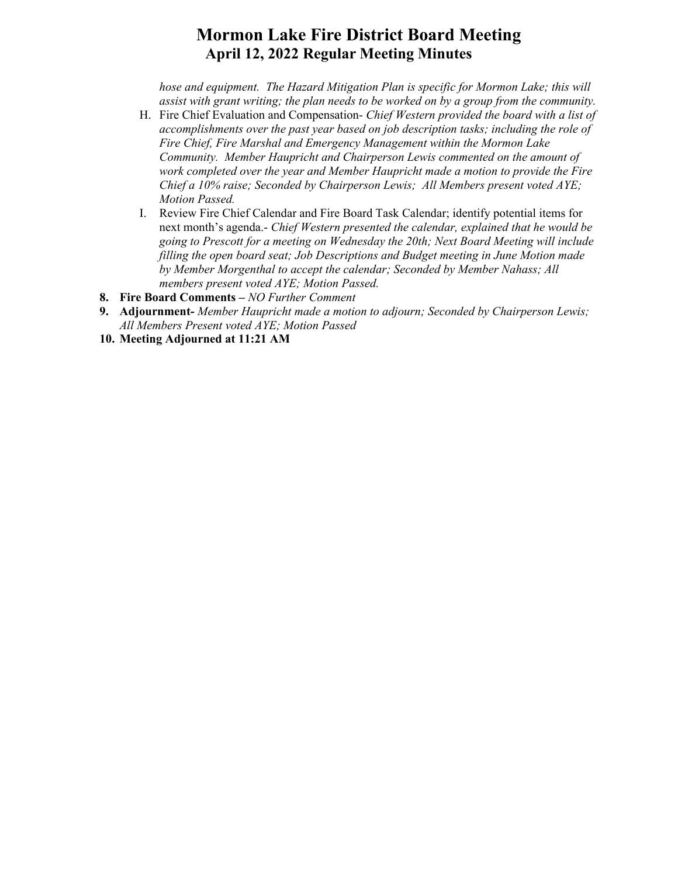*hose and equipment. The Hazard Mitigation Plan is specific for Mormon Lake; this will assist with grant writing; the plan needs to be worked on by a group from the community.*

H. Fire Chief Evaluation and Compensation- *Chief Western provided the board with a list of accomplishments over the past year based on job description tasks; including the role of Fire Chief, Fire Marshal and Emergency Management within the Mormon Lake Community. Member Haupricht and Chairperson Lewis commented on the amount of work completed over the year and Member Haupricht made a motion to provide the Fire Chief a 10% raise; Seconded by Chairperson Lewis; All Members present voted AYE; Motion Passed.*

I. Review Fire Chief Calendar and Fire Board Task Calendar; identify potential items for next month's agenda.- *Chief Western presented the calendar, explained that he would be going to Prescott for a meeting on Wednesday the 20th; Next Board Meeting will include filling the open board seat; Job Descriptions and Budget meeting in June Motion made by Member Morgenthal to accept the calendar; Seconded by Member Nahass; All members present voted AYE; Motion Passed.*

8. **Fire Board Comments –** *NO Further Comment*
9. **Adjournment-** *Member Haupricht made a motion to adjourn; Seconded by Chairperson Lewis; All Members Present voted AYE; Motion Passed*
10. **Meeting Adjourned at 11:21 AM**